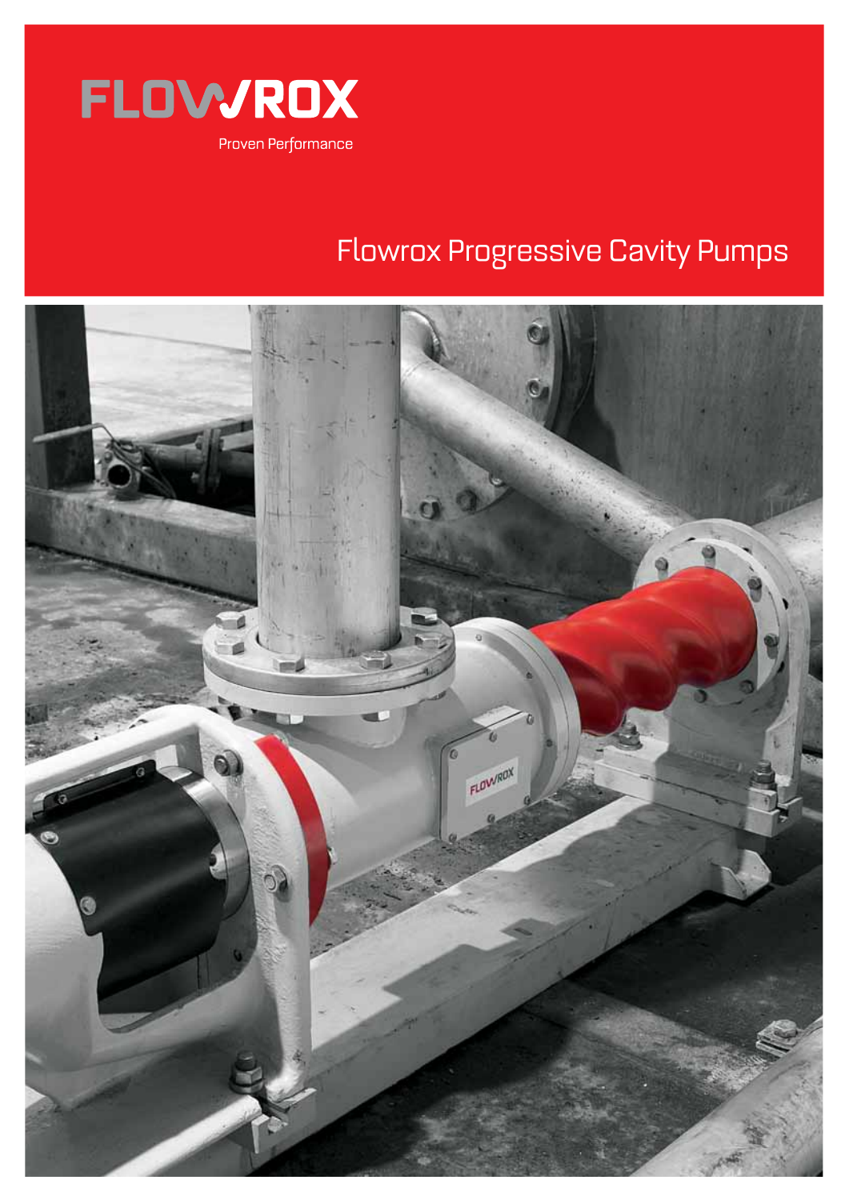FLOWROX

Proven Performance

# Flowrox Progressive Cavity Pumps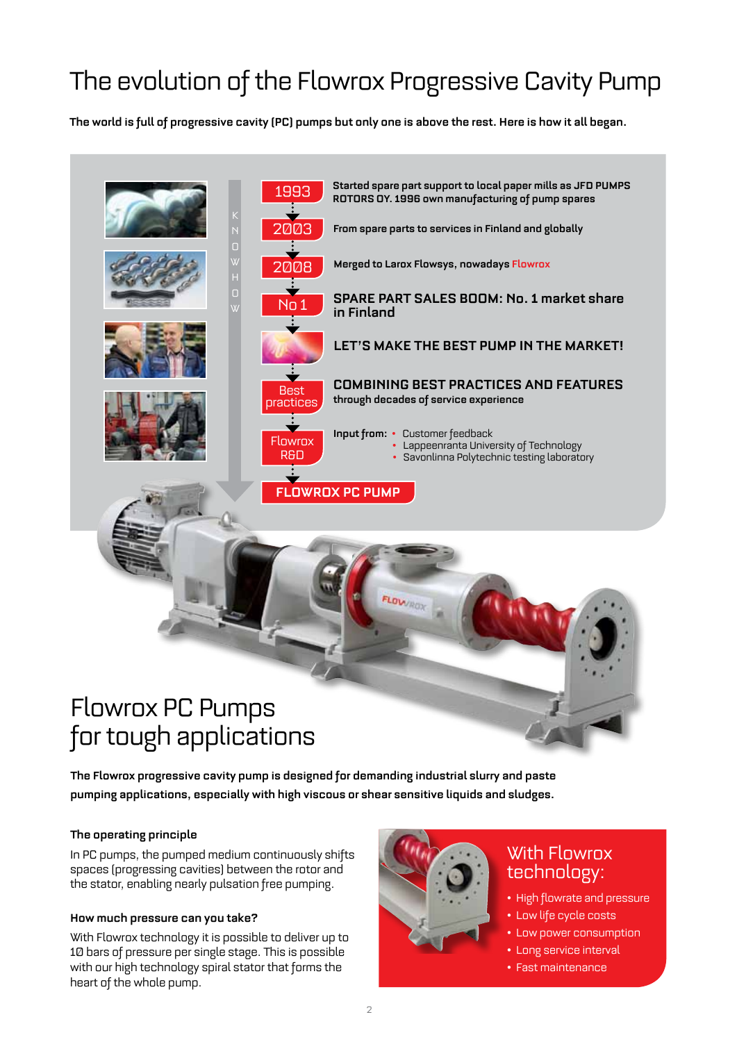# The evolution of the Flowrox Progressive Cavity Pump

**The world is full of progressive cavity (PC) pumps but only one is above the rest. Here is how it all began.**

KNOWHOW

- **1993** — Started spare part support to local paper mills as JFD PUMPS ROTORS OY. 1996 own manufacturing of pump spares
- **2003** — From spare parts to services in Finland and globally
- **2008** — Merged to Larox Flowsys, nowadays Flowrox
- **No 1** — SPARE PART SALES BOOM: No. 1 market share in Finland
- LET'S MAKE THE BEST PUMP IN THE MARKET!
- **Best practices** — COMBINING BEST PRACTICES AND FEATURES through decades of service experience
- **Flowrox R&D** — Input from:
  - Customer feedback
  - Lappeenranta University of Technology
  - Savonlinna Polytechnic testing laboratory
- **FLOWROX PC PUMP**

# Flowrox PC Pumps for tough applications

**The Flowrox progressive cavity pump is designed for demanding industrial slurry and paste pumping applications, especially with high viscous or shear sensitive liquids and sludges.**

### The operating principle

In PC pumps, the pumped medium continuously shifts spaces (progressing cavities) between the rotor and the stator, enabling nearly pulsation free pumping.

### How much pressure can you take?

With Flowrox technology it is possible to deliver up to 10 bars of pressure per single stage. This is possible with our high technology spiral stator that forms the heart of the whole pump.

## With Flowrox technology:

- High flowrate and pressure
- Low life cycle costs
- Low power consumption
- Long service interval
- Fast maintenance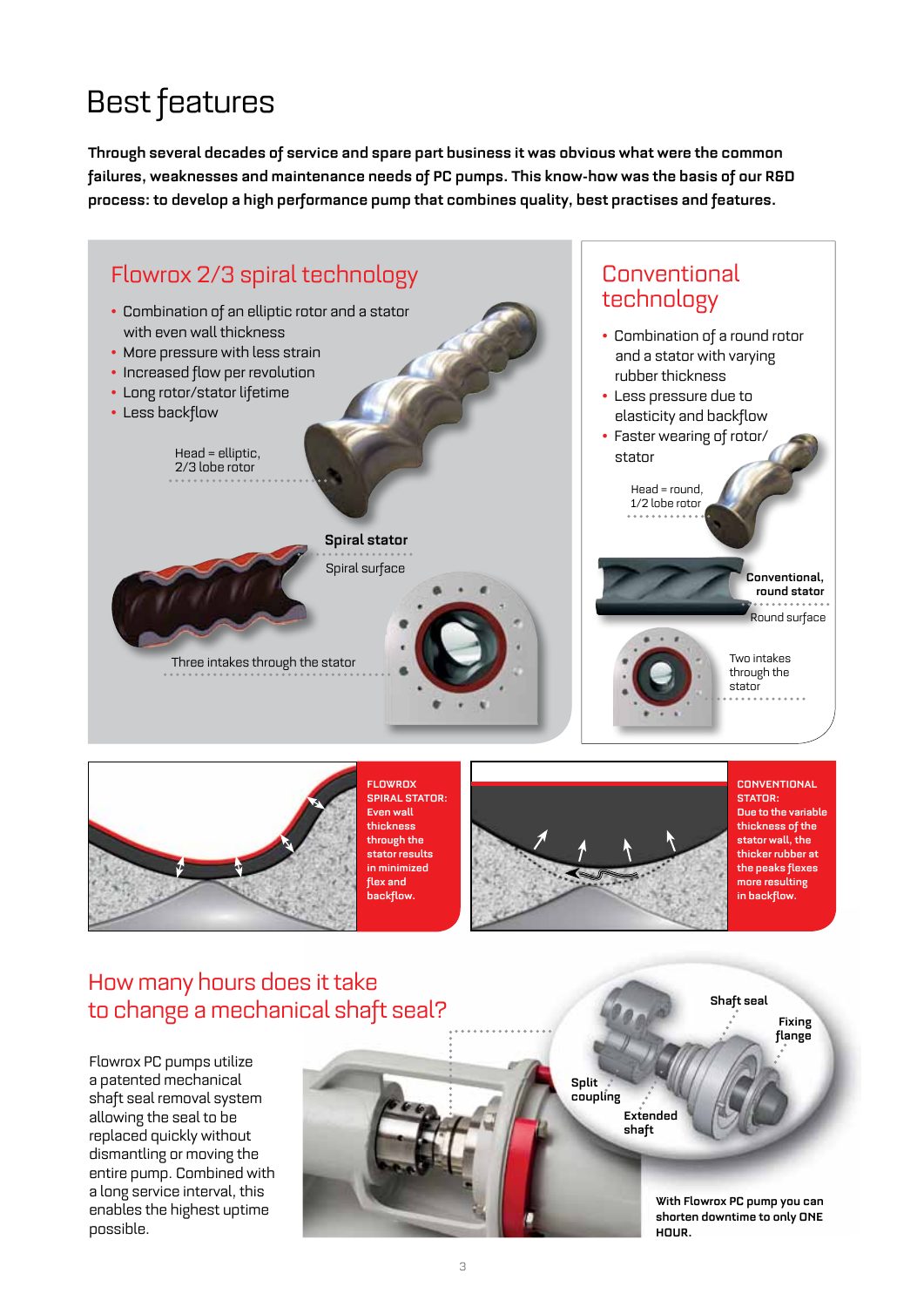# Best features

**Through several decades of service and spare part business it was obvious what were the common failures, weaknesses and maintenance needs of PC pumps. This know-how was the basis of our R&D process: to develop a high performance pump that combines quality, best practises and features.**

## Flowrox 2/3 spiral technology

- Combination of an elliptic rotor and a stator with even wall thickness
- More pressure with less strain
- Increased flow per revolution
- Long rotor/stator lifetime
- Less backflow

Head = elliptic, 2/3 lobe rotor

**Spiral stator**

Spiral surface

Three intakes through the stator

## Conventional technology

- Combination of a round rotor and a stator with varying rubber thickness
- Less pressure due to elasticity and backflow
- Faster wearing of rotor/ stator

Head = round, 1/2 lobe rotor

**Conventional, round stator**

Round surface

Two intakes through the stator

**FLOWROX SPIRAL STATOR: Even wall thickness through the stator results in minimized flex and backflow.**

**CONVENTIONAL STATOR: Due to the variable thickness of the stator wall, the thicker rubber at the peaks flexes more resulting in backflow.**

## How many hours does it take to change a mechanical shaft seal?

Flowrox PC pumps utilize a patented mechanical shaft seal removal system allowing the seal to be replaced quickly without dismantling or moving the entire pump. Combined with a long service interval, this enables the highest uptime possible.

**Shaft seal**

**Fixing flange**

**Split coupling**

**Extended shaft**

**With Flowrox PC pump you can shorten downtime to only ONE HOUR.**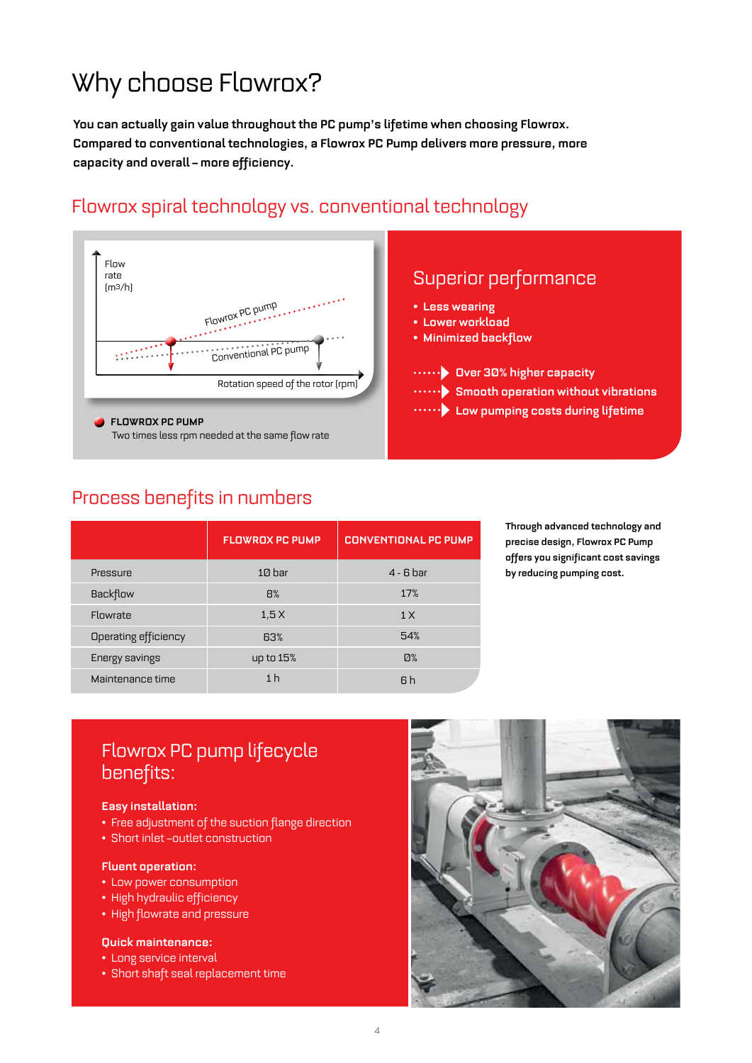# Why choose Flowrox?

**You can actually gain value throughout the PC pump's lifetime when choosing Flowrox. Compared to conventional technologies, a Flowrox PC Pump delivers more pressure, more capacity and overall – more efficiency.**

## Flowrox spiral technology vs. conventional technology

Flow rate (m3/h)

Flowrox PC pump

Conventional PC pump

Rotation speed of the rotor (rpm)

**FLOWROX PC PUMP**
Two times less rpm needed at the same flow rate

### Superior performance

- Less wearing
- Lower workload
- Minimized backflow

- Over 30% higher capacity
- Smooth operation without vibrations
- Low pumping costs during lifetime

## Process benefits in numbers

| | FLOWROX PC PUMP | CONVENTIONAL PC PUMP |
|---|---|---|
| Pressure | 10 bar | 4 - 6 bar |
| Backflow | 8% | 17% |
| Flowrate | 1,5 X | 1 X |
| Operating efficiency | 63% | 54% |
| Energy savings | up to 15% | 0% |
| Maintenance time | 1 h | 6 h |

**Through advanced technology and precise design, Flowrox PC Pump offers you significant cost savings by reducing pumping cost.**

## Flowrox PC pump lifecycle benefits:

**Easy installation:**
- Free adjustment of the suction flange direction
- Short inlet –outlet construction

**Fluent operation:**
- Low power consumption
- High hydraulic efficiency
- High flowrate and pressure

**Quick maintenance:**
- Long service interval
- Short shaft seal replacement time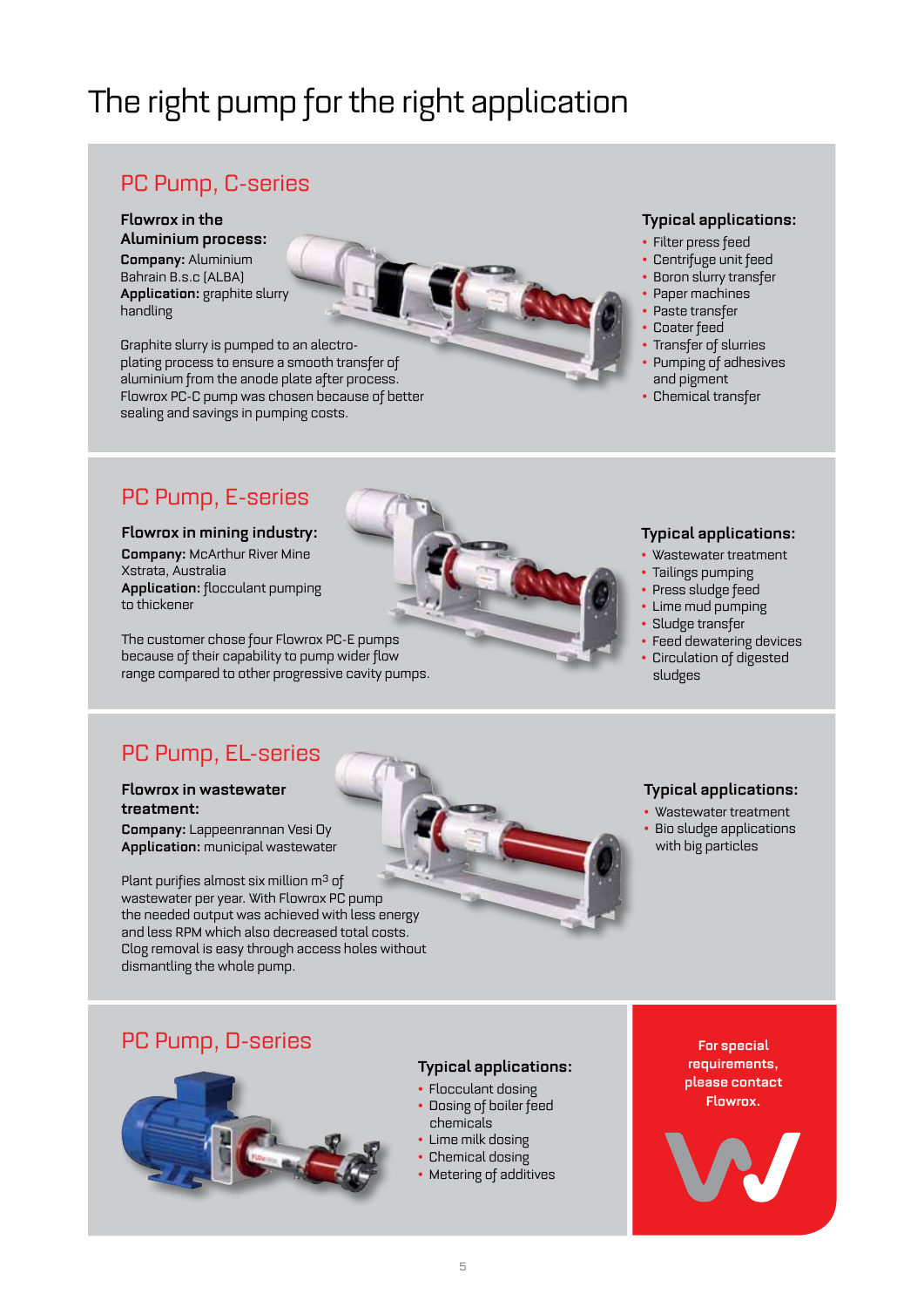# The right pump for the right application

## PC Pump, C-series

**Flowrox in the Aluminium process:**
**Company:** Aluminium Bahrain B.s.c (ALBA)
**Application:** graphite slurry handling

Graphite slurry is pumped to an electroplating process to ensure a smooth transfer of aluminium from the anode plate after process. Flowrox PC-C pump was chosen because of better sealing and savings in pumping costs.

**Typical applications:**

- Filter press feed
- Centrifuge unit feed
- Boron slurry transfer
- Paper machines
- Paste transfer
- Coater feed
- Transfer of slurries
- Pumping of adhesives and pigment
- Chemical transfer

## PC Pump, E-series

**Flowrox in mining industry:**
**Company:** McArthur River Mine Xstrata, Australia
**Application:** flocculant pumping to thickener

The customer chose four Flowrox PC-E pumps because of their capability to pump wider flow range compared to other progressive cavity pumps.

**Typical applications:**

- Wastewater treatment
- Tailings pumping
- Press sludge feed
- Lime mud pumping
- Sludge transfer
- Feed dewatering devices
- Circulation of digested sludges

## PC Pump, EL-series

**Flowrox in wastewater treatment:**
**Company:** Lappeenrannan Vesi Oy
**Application:** municipal wastewater

Plant purifies almost six million $m^3$ of wastewater per year. With Flowrox PC pump the needed output was achieved with less energy and less RPM which also decreased total costs. Clog removal is easy through access holes without dismantling the whole pump.

**Typical applications:**

- Wastewater treatment
- Bio sludge applications with big particles

## PC Pump, D-series

**Typical applications:**

- Flocculant dosing
- Dosing of boiler feed chemicals
- Lime milk dosing
- Chemical dosing
- Metering of additives

**For special requirements, please contact Flowrox.**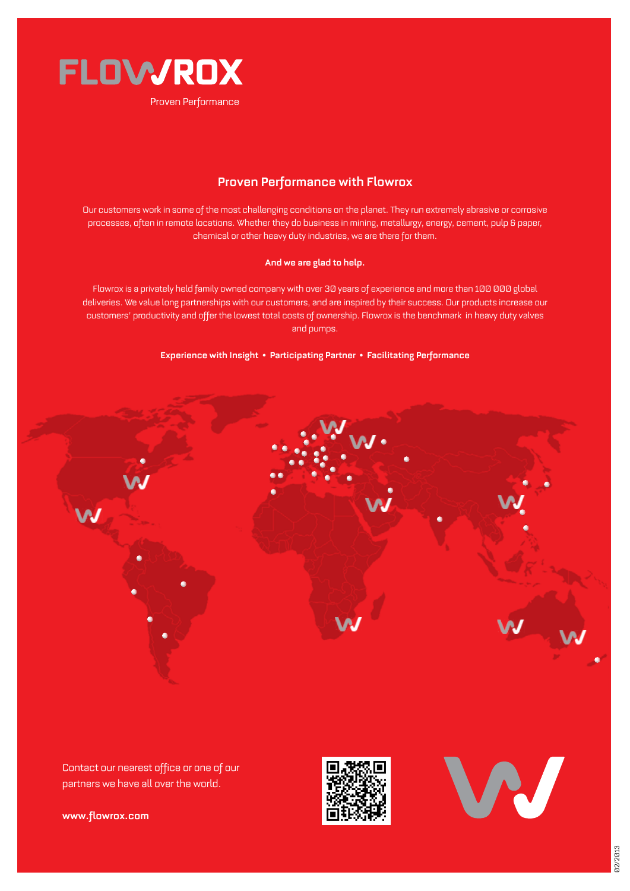# FLOWROX

Proven Performance

## Proven Performance with Flowrox

Our customers work in some of the most challenging conditions on the planet. They run extremely abrasive or corrosive processes, often in remote locations. Whether they do business in mining, metallurgy, energy, cement, pulp & paper, chemical or other heavy duty industries, we are there for them.

**And we are glad to help.**

Flowrox is a privately held family owned company with over 30 years of experience and more than 100 000 global deliveries. We value long partnerships with our customers, and are inspired by their success. Our products increase our customers' productivity and offer the lowest total costs of ownership. Flowrox is the benchmark in heavy duty valves and pumps.

**Experience with Insight • Participating Partner • Facilitating Performance**

Contact our nearest office or one of our partners we have all over the world.

**www.flowrox.com**

02/2013